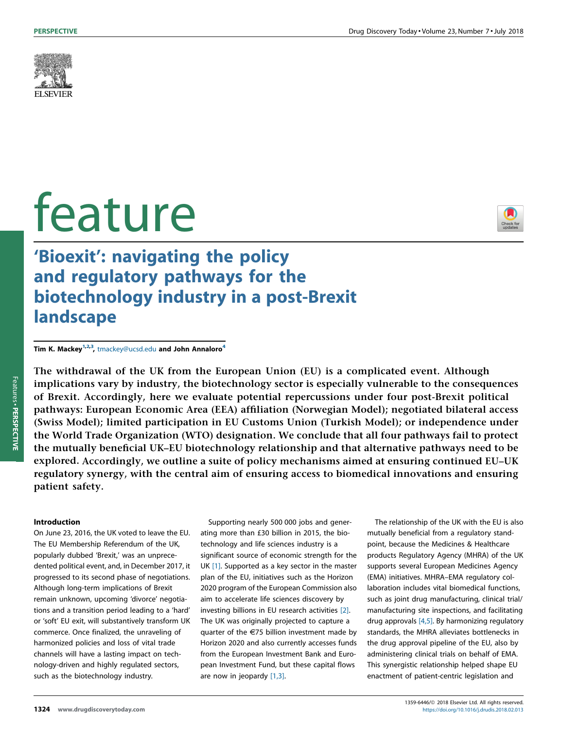# feature

## 'Bioexit': navigating the policy and regulatory pathways for the biotechnology industry in a post-Brexit landscape

**Tim K. Mackey[1,2,3], tmackey@ucsd.edu and John Annaloro[4]**

**The withdrawal of the UK from the European Union (EU) is a complicated event. Although implications vary by industry, the biotechnology sector is especially vulnerable to the consequences of Brexit. Accordingly, here we evaluate potential repercussions under four post-Brexit political pathways: European Economic Area (EEA) affiliation (Norwegian Model); negotiated bilateral access (Swiss Model); limited participation in EU Customs Union (Turkish Model); or independence under the World Trade Organization (WTO) designation. We conclude that all four pathways fail to protect the mutually beneficial UK–EU biotechnology relationship and that alternative pathways need to be explored. Accordingly, we outline a suite of policy mechanisms aimed at ensuring continued EU–UK regulatory synergy, with the central aim of ensuring access to biomedical innovations and ensuring patient safety.**

### Introduction

On June 23, 2016, the UK voted to leave the EU. The EU Membership Referendum of the UK, popularly dubbed 'Brexit,' was an unprecedented political event, and, in December 2017, it progressed to its second phase of negotiations. Although long-term implications of Brexit remain unknown, upcoming 'divorce' negotiations and a transition period leading to a 'hard' or 'soft' EU exit, will substantively transform UK commerce. Once finalized, the unraveling of harmonized policies and loss of vital trade channels will have a lasting impact on technology-driven and highly regulated sectors, such as the biotechnology industry.

Supporting nearly 500 000 jobs and generating more than £30 billion in 2015, the biotechnology and life sciences industry is a significant source of economic strength for the UK [1]. Supported as a key sector in the master plan of the EU, initiatives such as the Horizon 2020 program of the European Commission also aim to accelerate life sciences discovery by investing billions in EU research activities [2]. The UK was originally projected to capture a quarter of the €75 billion investment made by Horizon 2020 and also currently accesses funds from the European Investment Bank and European Investment Fund, but these capital flows are now in jeopardy [1,3].

The relationship of the UK with the EU is also mutually beneficial from a regulatory standpoint, because the Medicines & Healthcare products Regulatory Agency (MHRA) of the UK supports several European Medicines Agency (EMA) initiatives. MHRA–EMA regulatory collaboration includes vital biomedical functions, such as joint drug manufacturing, clinical trial/manufacturing site inspections, and facilitating drug approvals [4,5]. By harmonizing regulatory standards, the MHRA alleviates bottlenecks in the drug approval pipeline of the EU, also by administering clinical trials on behalf of EMA. This synergistic relationship helped shape EU enactment of patient-centric legislation and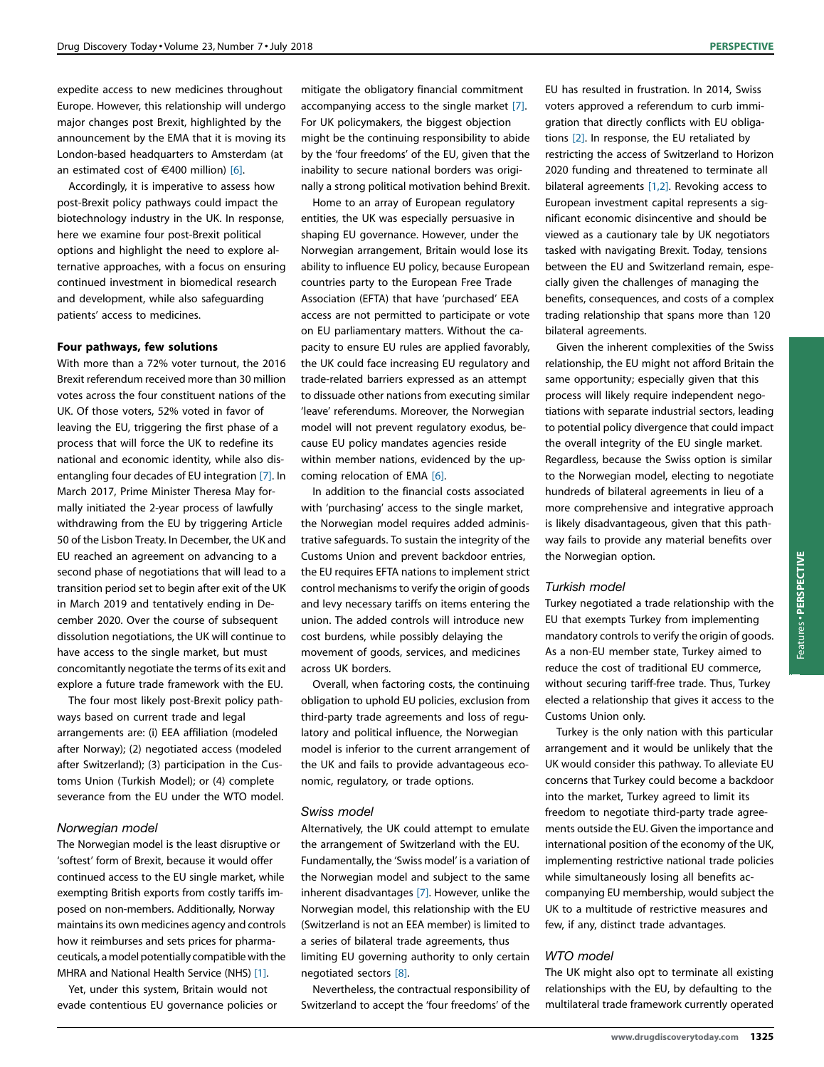expedite access to new medicines throughout Europe. However, this relationship will undergo major changes post Brexit, highlighted by the announcement by the EMA that it is moving its London-based headquarters to Amsterdam (at an estimated cost of €400 million) [6].

Accordingly, it is imperative to assess how post-Brexit policy pathways could impact the biotechnology industry in the UK. In response, here we examine four post-Brexit political options and highlight the need to explore alternative approaches, with a focus on ensuring continued investment in biomedical research and development, while also safeguarding patients' access to medicines.

**Four pathways, few solutions**

With more than a 72% voter turnout, the 2016 Brexit referendum received more than 30 million votes across the four constituent nations of the UK. Of those voters, 52% voted in favor of leaving the EU, triggering the first phase of a process that will force the UK to redefine its national and economic identity, while also disentangling four decades of EU integration [7]. In March 2017, Prime Minister Theresa May formally initiated the 2-year process of lawfully withdrawing from the EU by triggering Article 50 of the Lisbon Treaty. In December, the UK and EU reached an agreement on advancing to a second phase of negotiations that will lead to a transition period set to begin after exit of the UK in March 2019 and tentatively ending in December 2020. Over the course of subsequent dissolution negotiations, the UK will continue to have access to the single market, but must concomitantly negotiate the terms of its exit and explore a future trade framework with the EU.

The four most likely post-Brexit policy pathways based on current trade and legal arrangements are: (i) EEA affiliation (modeled after Norway); (2) negotiated access (modeled after Switzerland); (3) participation in the Customs Union (Turkish Model); or (4) complete severance from the EU under the WTO model.

*Norwegian model*

The Norwegian model is the least disruptive or 'softest' form of Brexit, because it would offer continued access to the EU single market, while exempting British exports from costly tariffs imposed on non-members. Additionally, Norway maintains its own medicines agency and controls how it reimburses and sets prices for pharmaceuticals, a model potentially compatible with the MHRA and National Health Service (NHS) [1].

Yet, under this system, Britain would not evade contentious EU governance policies or mitigate the obligatory financial commitment accompanying access to the single market [7]. For UK policymakers, the biggest objection might be the continuing responsibility to abide by the 'four freedoms' of the EU, given that the inability to secure national borders was originally a strong political motivation behind Brexit.

Home to an array of European regulatory entities, the UK was especially persuasive in shaping EU governance. However, under the Norwegian arrangement, Britain would lose its ability to influence EU policy, because European countries party to the European Free Trade Association (EFTA) that have 'purchased' EEA access are not permitted to participate or vote on EU parliamentary matters. Without the capacity to ensure EU rules are applied favorably, the UK could face increasing EU regulatory and trade-related barriers expressed as an attempt to dissuade other nations from executing similar 'leave' referendums. Moreover, the Norwegian model will not prevent regulatory exodus, because EU policy mandates agencies reside within member nations, evidenced by the upcoming relocation of EMA [6].

In addition to the financial costs associated with 'purchasing' access to the single market, the Norwegian model requires added administrative safeguards. To sustain the integrity of the Customs Union and prevent backdoor entries, the EU requires EFTA nations to implement strict control mechanisms to verify the origin of goods and levy necessary tariffs on items entering the union. The added controls will introduce new cost burdens, while possibly delaying the movement of goods, services, and medicines across UK borders.

Overall, when factoring costs, the continuing obligation to uphold EU policies, exclusion from third-party trade agreements and loss of regulatory and political influence, the Norwegian model is inferior to the current arrangement of the UK and fails to provide advantageous economic, regulatory, or trade options.

*Swiss model*

Alternatively, the UK could attempt to emulate the arrangement of Switzerland with the EU. Fundamentally, the 'Swiss model' is a variation of the Norwegian model and subject to the same inherent disadvantages [7]. However, unlike the Norwegian model, this relationship with the EU (Switzerland is not an EEA member) is limited to a series of bilateral trade agreements, thus limiting EU governing authority to only certain negotiated sectors [8].

Nevertheless, the contractual responsibility of Switzerland to accept the 'four freedoms' of the EU has resulted in frustration. In 2014, Swiss voters approved a referendum to curb immigration that directly conflicts with EU obligations [2]. In response, the EU retaliated by restricting the access of Switzerland to Horizon 2020 funding and threatened to terminate all bilateral agreements [1,2]. Revoking access to European investment capital represents a significant economic disincentive and should be viewed as a cautionary tale by UK negotiators tasked with navigating Brexit. Today, tensions between the EU and Switzerland remain, especially given the challenges of managing the benefits, consequences, and costs of a complex trading relationship that spans more than 120 bilateral agreements.

Given the inherent complexities of the Swiss relationship, the EU might not afford Britain the same opportunity; especially given that this process will likely require independent negotiations with separate industrial sectors, leading to potential policy divergence that could impact the overall integrity of the EU single market. Regardless, because the Swiss option is similar to the Norwegian model, electing to negotiate hundreds of bilateral agreements in lieu of a more comprehensive and integrative approach is likely disadvantageous, given that this pathway fails to provide any material benefits over the Norwegian option.

*Turkish model*

Turkey negotiated a trade relationship with the EU that exempts Turkey from implementing mandatory controls to verify the origin of goods. As a non-EU member state, Turkey aimed to reduce the cost of traditional EU commerce, without securing tariff-free trade. Thus, Turkey elected a relationship that gives it access to the Customs Union only.

Turkey is the only nation with this particular arrangement and it would be unlikely that the UK would consider this pathway. To alleviate EU concerns that Turkey could become a backdoor into the market, Turkey agreed to limit its freedom to negotiate third-party trade agreements outside the EU. Given the importance and international position of the economy of the UK, implementing restrictive national trade policies while simultaneously losing all benefits accompanying EU membership, would subject the UK to a multitude of restrictive measures and few, if any, distinct trade advantages.

*WTO model*

The UK might also opt to terminate all existing relationships with the EU, by defaulting to the multilateral trade framework currently operated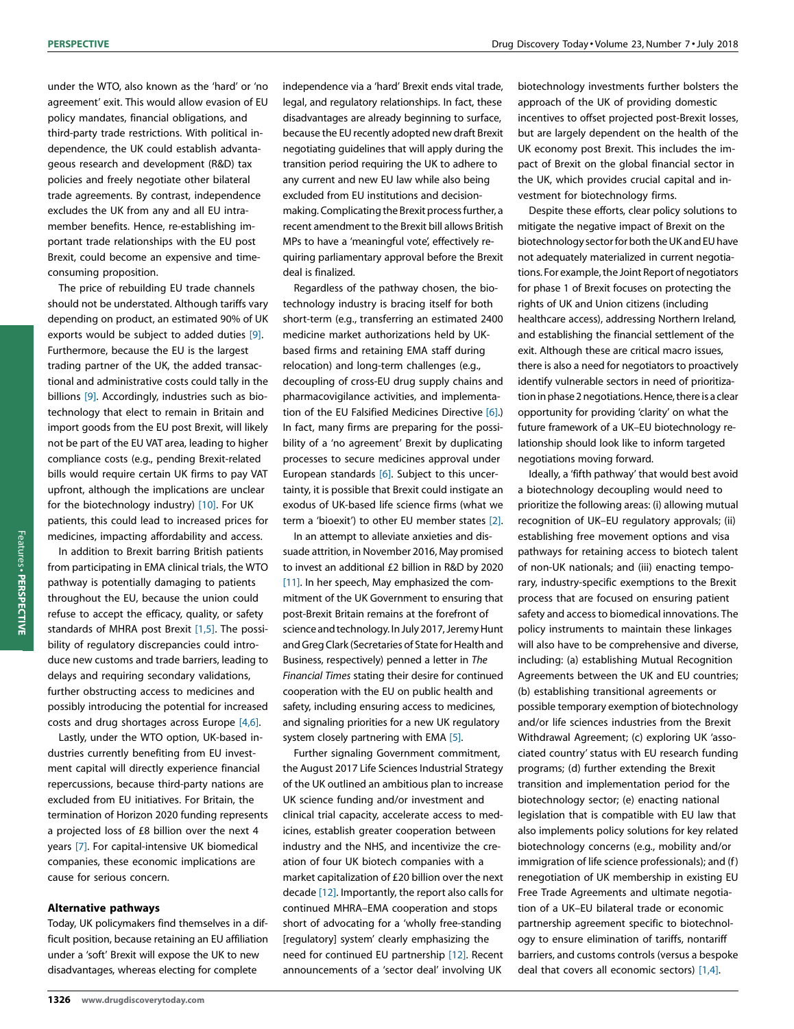under the WTO, also known as the 'hard' or 'no agreement' exit. This would allow evasion of EU policy mandates, financial obligations, and third-party trade restrictions. With political independence, the UK could establish advantageous research and development (R&D) tax policies and freely negotiate other bilateral trade agreements. By contrast, independence excludes the UK from any and all EU intra-member benefits. Hence, re-establishing important trade relationships with the EU post Brexit, could become an expensive and time-consuming proposition.

The price of rebuilding EU trade channels should not be understated. Although tariffs vary depending on product, an estimated 90% of UK exports would be subject to added duties [9]. Furthermore, because the EU is the largest trading partner of the UK, the added transactional and administrative costs could tally in the billions [9]. Accordingly, industries such as biotechnology that elect to remain in Britain and import goods from the EU post Brexit, will likely not be part of the EU VAT area, leading to higher compliance costs (e.g., pending Brexit-related bills would require certain UK firms to pay VAT upfront, although the implications are unclear for the biotechnology industry) [10]. For UK patients, this could lead to increased prices for medicines, impacting affordability and access.

In addition to Brexit barring British patients from participating in EMA clinical trials, the WTO pathway is potentially damaging to patients throughout the EU, because the union could refuse to accept the efficacy, quality, or safety standards of MHRA post Brexit [1,5]. The possibility of regulatory discrepancies could introduce new customs and trade barriers, leading to delays and requiring secondary validations, further obstructing access to medicines and possibly introducing the potential for increased costs and drug shortages across Europe [4,6].

Lastly, under the WTO option, UK-based industries currently benefiting from EU investment capital will directly experience financial repercussions, because third-party nations are excluded from EU initiatives. For Britain, the termination of Horizon 2020 funding represents a projected loss of £8 billion over the next 4 years [7]. For capital-intensive UK biomedical companies, these economic implications are cause for serious concern.

## Alternative pathways

Today, UK policymakers find themselves in a difficult position, because retaining an EU affiliation under a 'soft' Brexit will expose the UK to new disadvantages, whereas electing for complete independence via a 'hard' Brexit ends vital trade, legal, and regulatory relationships. In fact, these disadvantages are already beginning to surface, because the EU recently adopted new draft Brexit negotiating guidelines that will apply during the transition period requiring the UK to adhere to any current and new EU law while also being excluded from EU institutions and decision-making. Complicating the Brexit process further, a recent amendment to the Brexit bill allows British MPs to have a 'meaningful vote', effectively requiring parliamentary approval before the Brexit deal is finalized.

Regardless of the pathway chosen, the biotechnology industry is bracing itself for both short-term (e.g., transferring an estimated 2400 medicine market authorizations held by UK-based firms and retaining EMA staff during relocation) and long-term challenges (e.g., decoupling of cross-EU drug supply chains and pharmacovigilance activities, and implementation of the EU Falsified Medicines Directive [6].) In fact, many firms are preparing for the possibility of a 'no agreement' Brexit by duplicating processes to secure medicines approval under European standards [6]. Subject to this uncertainty, it is possible that Brexit could instigate an exodus of UK-based life science firms (what we term a 'bioexit') to other EU member states [2].

In an attempt to alleviate anxieties and dissuade attrition, in November 2016, May promised to invest an additional £2 billion in R&D by 2020 [11]. In her speech, May emphasized the commitment of the UK Government to ensuring that post-Brexit Britain remains at the forefront of science and technology. In July 2017, Jeremy Hunt and Greg Clark (Secretaries of State for Health and Business, respectively) penned a letter in *The Financial Times* stating their desire for continued cooperation with the EU on public health and safety, including ensuring access to medicines, and signaling priorities for a new UK regulatory system closely partnering with EMA [5].

Further signaling Government commitment, the August 2017 Life Sciences Industrial Strategy of the UK outlined an ambitious plan to increase UK science funding and/or investment and clinical trial capacity, accelerate access to medicines, establish greater cooperation between industry and the NHS, and incentivize the creation of four UK biotech companies with a market capitalization of £20 billion over the next decade [12]. Importantly, the report also calls for continued MHRA–EMA cooperation and stops short of advocating for a 'wholly free-standing [regulatory] system' clearly emphasizing the need for continued EU partnership [12]. Recent announcements of a 'sector deal' involving UK biotechnology investments further bolsters the approach of the UK of providing domestic incentives to offset projected post-Brexit losses, but are largely dependent on the health of the UK economy post Brexit. This includes the impact of Brexit on the global financial sector in the UK, which provides crucial capital and investment for biotechnology firms.

Despite these efforts, clear policy solutions to mitigate the negative impact of Brexit on the biotechnology sector for both the UK and EU have not adequately materialized in current negotiations. For example, the Joint Report of negotiators for phase 1 of Brexit focuses on protecting the rights of UK and Union citizens (including healthcare access), addressing Northern Ireland, and establishing the financial settlement of the exit. Although these are critical macro issues, there is also a need for negotiators to proactively identify vulnerable sectors in need of prioritization in phase 2 negotiations. Hence, there is a clear opportunity for providing 'clarity' on what the future framework of a UK–EU biotechnology relationship should look like to inform targeted negotiations moving forward.

Ideally, a 'fifth pathway' that would best avoid a biotechnology decoupling would need to prioritize the following areas: (i) allowing mutual recognition of UK–EU regulatory approvals; (ii) establishing free movement options and visa pathways for retaining access to biotech talent of non-UK nationals; and (iii) enacting temporary, industry-specific exemptions to the Brexit process that are focused on ensuring patient safety and access to biomedical innovations. The policy instruments to maintain these linkages will also have to be comprehensive and diverse, including: (a) establishing Mutual Recognition Agreements between the UK and EU countries; (b) establishing transitional agreements or possible temporary exemption of biotechnology and/or life sciences industries from the Brexit Withdrawal Agreement; (c) exploring UK 'associated country' status with EU research funding programs; (d) further extending the Brexit transition and implementation period for the biotechnology sector; (e) enacting national legislation that is compatible with EU law that also implements policy solutions for key related biotechnology concerns (e.g., mobility and/or immigration of life science professionals); and (f) renegotiation of UK membership in existing EU Free Trade Agreements and ultimate negotiation of a UK–EU bilateral trade or economic partnership agreement specific to biotechnology to ensure elimination of tariffs, nontariff barriers, and customs controls (versus a bespoke deal that covers all economic sectors) [1,4].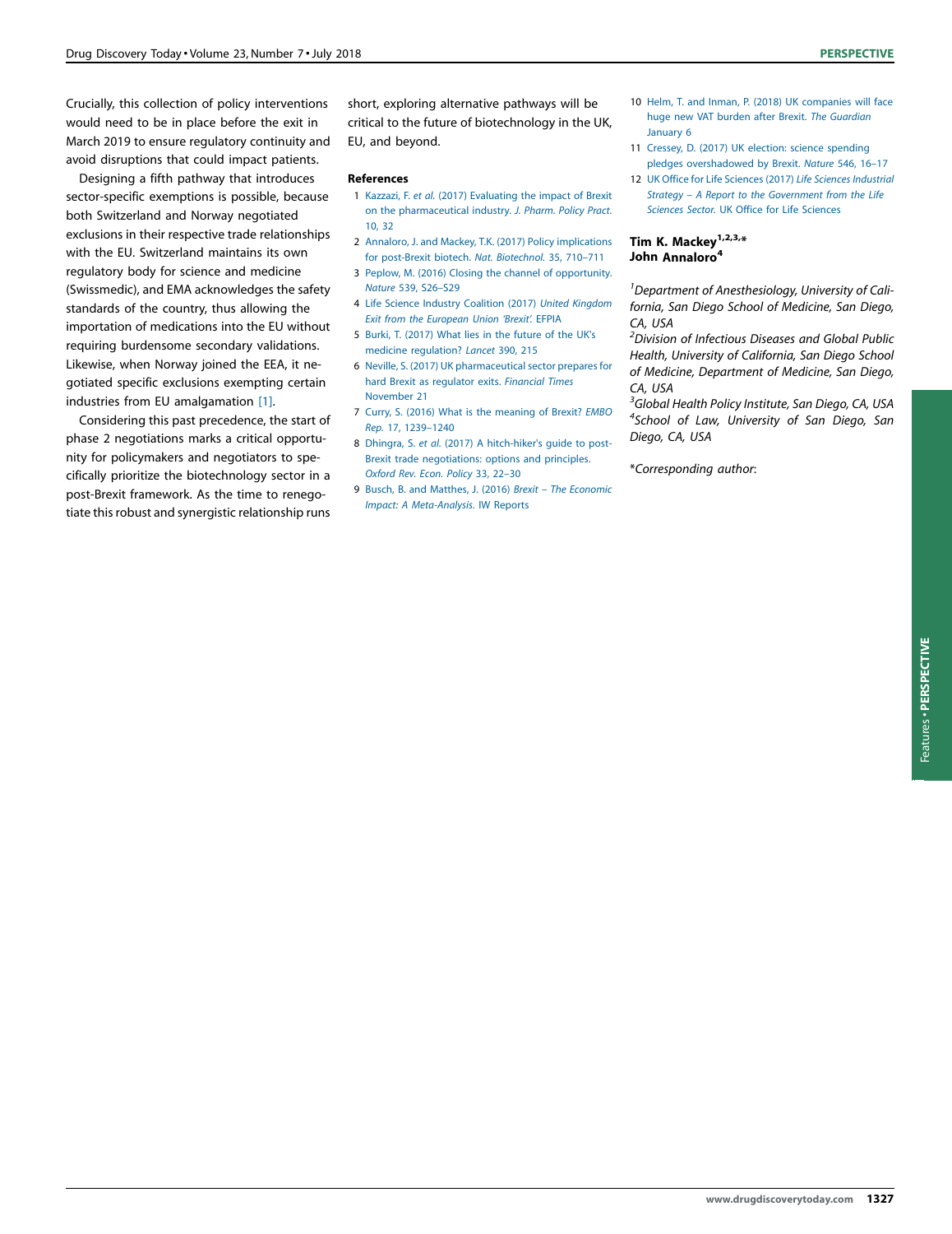Crucially, this collection of policy interventions would need to be in place before the exit in March 2019 to ensure regulatory continuity and avoid disruptions that could impact patients.

Designing a fifth pathway that introduces sector-specific exemptions is possible, because both Switzerland and Norway negotiated exclusions in their respective trade relationships with the EU. Switzerland maintains its own regulatory body for science and medicine (Swissmedic), and EMA acknowledges the safety standards of the country, thus allowing the importation of medications into the EU without requiring burdensome secondary validations. Likewise, when Norway joined the EEA, it negotiated specific exclusions exempting certain industries from EU amalgamation [1].

Considering this past precedence, the start of phase 2 negotiations marks a critical opportunity for policymakers and negotiators to specifically prioritize the biotechnology sector in a post-Brexit framework. As the time to renegotiate this robust and synergistic relationship runs short, exploring alternative pathways will be critical to the future of biotechnology in the UK, EU, and beyond.

## References

1. Kazzazi, F. *et al.* (2017) Evaluating the impact of Brexit on the pharmaceutical industry. *J. Pharm. Policy Pract.* 10, 32
2. Annaloro, J. and Mackey, T.K. (2017) Policy implications for post-Brexit biotech. *Nat. Biotechnol.* 35, 710–711
3. Peplow, M. (2016) Closing the channel of opportunity. *Nature* 539, S26–S29
4. Life Science Industry Coalition (2017) *United Kingdom Exit from the European Union 'Brexit'.* EFPIA
5. Burki, T. (2017) What lies in the future of the UK's medicine regulation? *Lancet* 390, 215
6. Neville, S. (2017) UK pharmaceutical sector prepares for hard Brexit as regulator exits. *Financial Times* November 21
7. Curry, S. (2016) What is the meaning of Brexit? *EMBO Rep.* 17, 1239–1240
8. Dhingra, S. *et al.* (2017) A hitch-hiker's guide to post-Brexit trade negotiations: options and principles. *Oxford Rev. Econ. Policy* 33, 22–30
9. Busch, B. and Matthes, J. (2016) *Brexit – The Economic Impact: A Meta-Analysis.* IW Reports
10. Helm, T. and Inman, P. (2018) UK companies will face huge new VAT burden after Brexit. *The Guardian* January 6
11. Cressey, D. (2017) UK election: science spending pledges overshadowed by Brexit. *Nature* 546, 16–17
12. UK Office for Life Sciences (2017) *Life Sciences Industrial Strategy – A Report to the Government from the Life Sciences Sector.* UK Office for Life Sciences

**Tim K. Mackey[1,2,3,*]**
**John Annaloro[4]**

*[1]Department of Anesthesiology, University of California, San Diego School of Medicine, San Diego, CA, USA*
*[2]Division of Infectious Diseases and Global Public Health, University of California, San Diego School of Medicine, Department of Medicine, San Diego, CA, USA*
*[3]Global Health Policy Institute, San Diego, CA, USA*
*[4]School of Law, University of San Diego, San Diego, CA, USA*

*\*Corresponding author*: